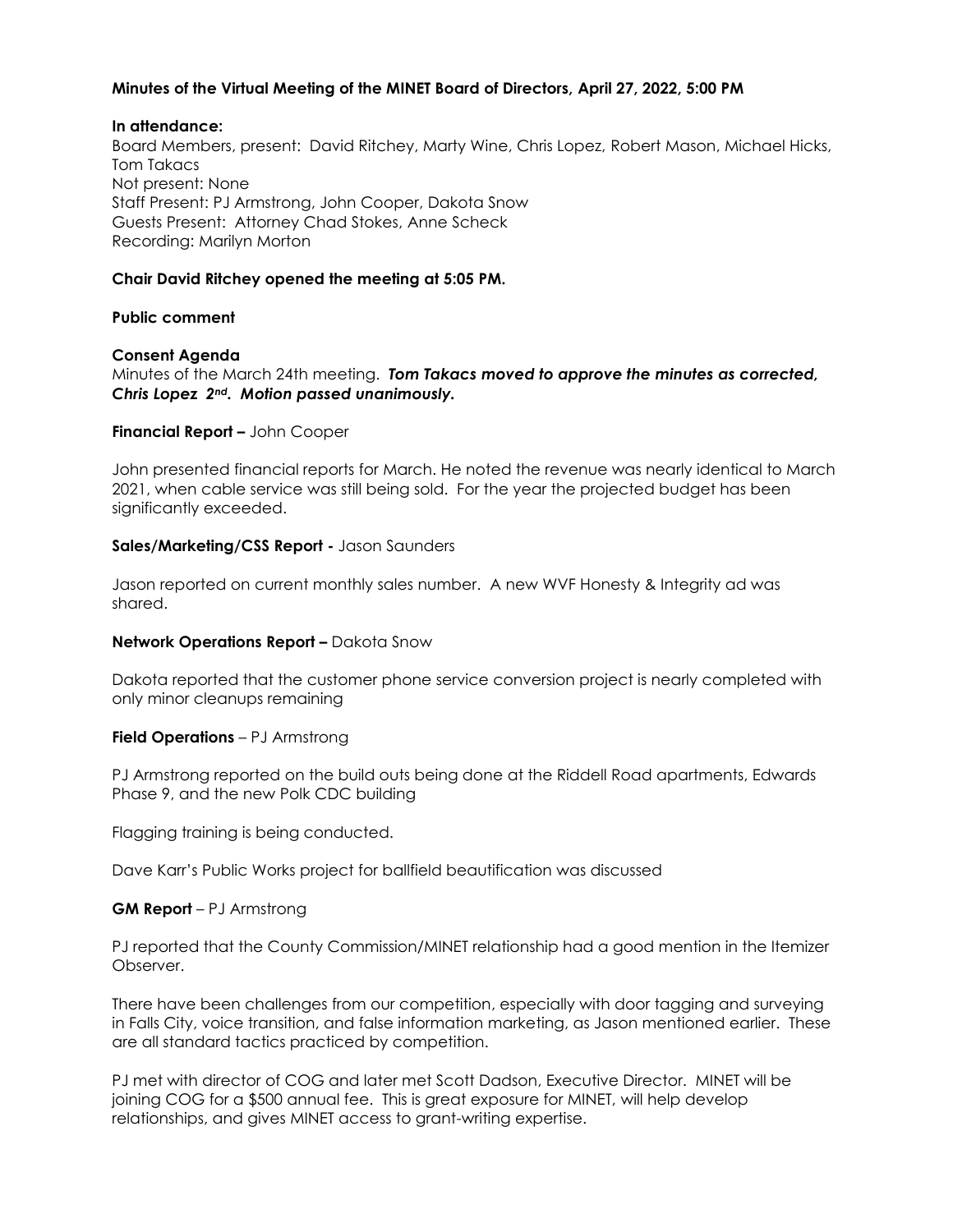**Minutes of the Virtual Meeting of the MINET Board of Directors, April 27, 2022, 5:00 PM**

**In attendance:**
Board Members, present: David Ritchey, Marty Wine, Chris Lopez, Robert Mason, Michael Hicks, Tom Takacs
Not present: None
Staff Present: PJ Armstrong, John Cooper, Dakota Snow
Guests Present: Attorney Chad Stokes, Anne Scheck
Recording: Marilyn Morton

**Chair David Ritchey opened the meeting at 5:05 PM.**

**Public comment**

**Consent Agenda**
Minutes of the March 24th meeting. ***Tom Takacs moved to approve the minutes as corrected, Chris Lopez 2nd. Motion passed unanimously.***

**Financial Report –** John Cooper

John presented financial reports for March. He noted the revenue was nearly identical to March 2021, when cable service was still being sold. For the year the projected budget has been significantly exceeded.

**Sales/Marketing/CSS Report -** Jason Saunders

Jason reported on current monthly sales number. A new WVF Honesty & Integrity ad was shared.

**Network Operations Report –** Dakota Snow

Dakota reported that the customer phone service conversion project is nearly completed with only minor cleanups remaining

**Field Operations** – PJ Armstrong

PJ Armstrong reported on the build outs being done at the Riddell Road apartments, Edwards Phase 9, and the new Polk CDC building

Flagging training is being conducted.

Dave Karr's Public Works project for ballfield beautification was discussed

**GM Report** – PJ Armstrong

PJ reported that the County Commission/MINET relationship had a good mention in the Itemizer Observer.

There have been challenges from our competition, especially with door tagging and surveying in Falls City, voice transition, and false information marketing, as Jason mentioned earlier. These are all standard tactics practiced by competition.

PJ met with director of COG and later met Scott Dadson, Executive Director. MINET will be joining COG for a $500 annual fee. This is great exposure for MINET, will help develop relationships, and gives MINET access to grant-writing expertise.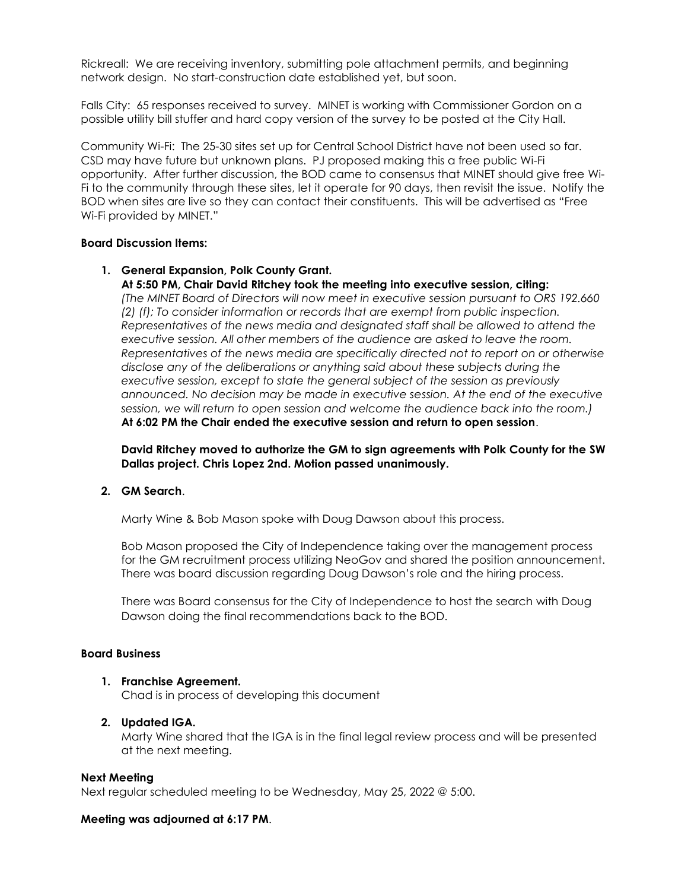Rickreall: We are receiving inventory, submitting pole attachment permits, and beginning network design. No start-construction date established yet, but soon.

Falls City: 65 responses received to survey. MINET is working with Commissioner Gordon on a possible utility bill stuffer and hard copy version of the survey to be posted at the City Hall.

Community Wi-Fi: The 25-30 sites set up for Central School District have not been used so far. CSD may have future but unknown plans. PJ proposed making this a free public Wi-Fi opportunity. After further discussion, the BOD came to consensus that MINET should give free Wi-Fi to the community through these sites, let it operate for 90 days, then revisit the issue. Notify the BOD when sites are live so they can contact their constituents. This will be advertised as "Free Wi-Fi provided by MINET."

**Board Discussion Items:**

1. **General Expansion, Polk County Grant.**
   **At 5:50 PM, Chair David Ritchey took the meeting into executive session, citing:**
   *(The MINET Board of Directors will now meet in executive session pursuant to ORS 192.660 (2) (f); To consider information or records that are exempt from public inspection. Representatives of the news media and designated staff shall be allowed to attend the executive session. All other members of the audience are asked to leave the room. Representatives of the news media are specifically directed not to report on or otherwise disclose any of the deliberations or anything said about these subjects during the executive session, except to state the general subject of the session as previously announced. No decision may be made in executive session. At the end of the executive session, we will return to open session and welcome the audience back into the room.)*
   **At 6:02 PM the Chair ended the executive session and return to open session**.

   **David Ritchey moved to authorize the GM to sign agreements with Polk County for the SW Dallas project. Chris Lopez 2nd. Motion passed unanimously.**

2. **GM Search**.

   Marty Wine & Bob Mason spoke with Doug Dawson about this process.

   Bob Mason proposed the City of Independence taking over the management process for the GM recruitment process utilizing NeoGov and shared the position announcement. There was board discussion regarding Doug Dawson's role and the hiring process.

   There was Board consensus for the City of Independence to host the search with Doug Dawson doing the final recommendations back to the BOD.

**Board Business**

1. **Franchise Agreement.**
   Chad is in process of developing this document

2. **Updated IGA.**
   Marty Wine shared that the IGA is in the final legal review process and will be presented at the next meeting.

**Next Meeting**

Next regular scheduled meeting to be Wednesday, May 25, 2022 @ 5:00.

**Meeting was adjourned at 6:17 PM**.